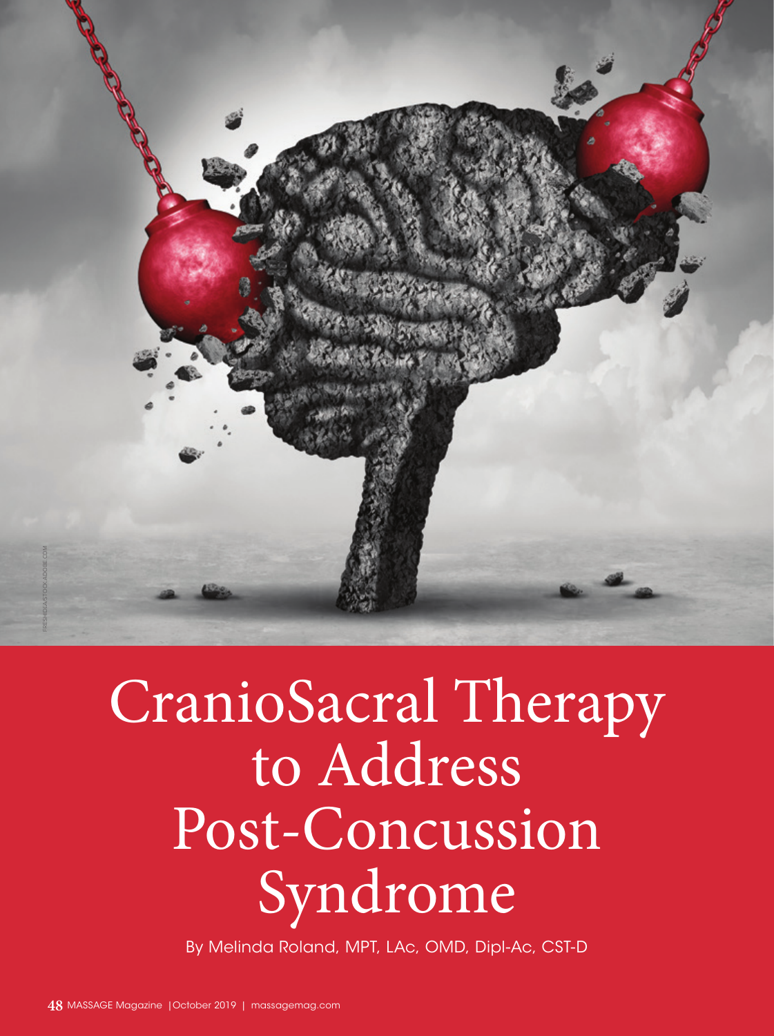# CranioSacral Therapy to Address Post-Concussion Syndrome

By Melinda Roland, MPT, LAc, OMD, Dipl-Ac, CST-D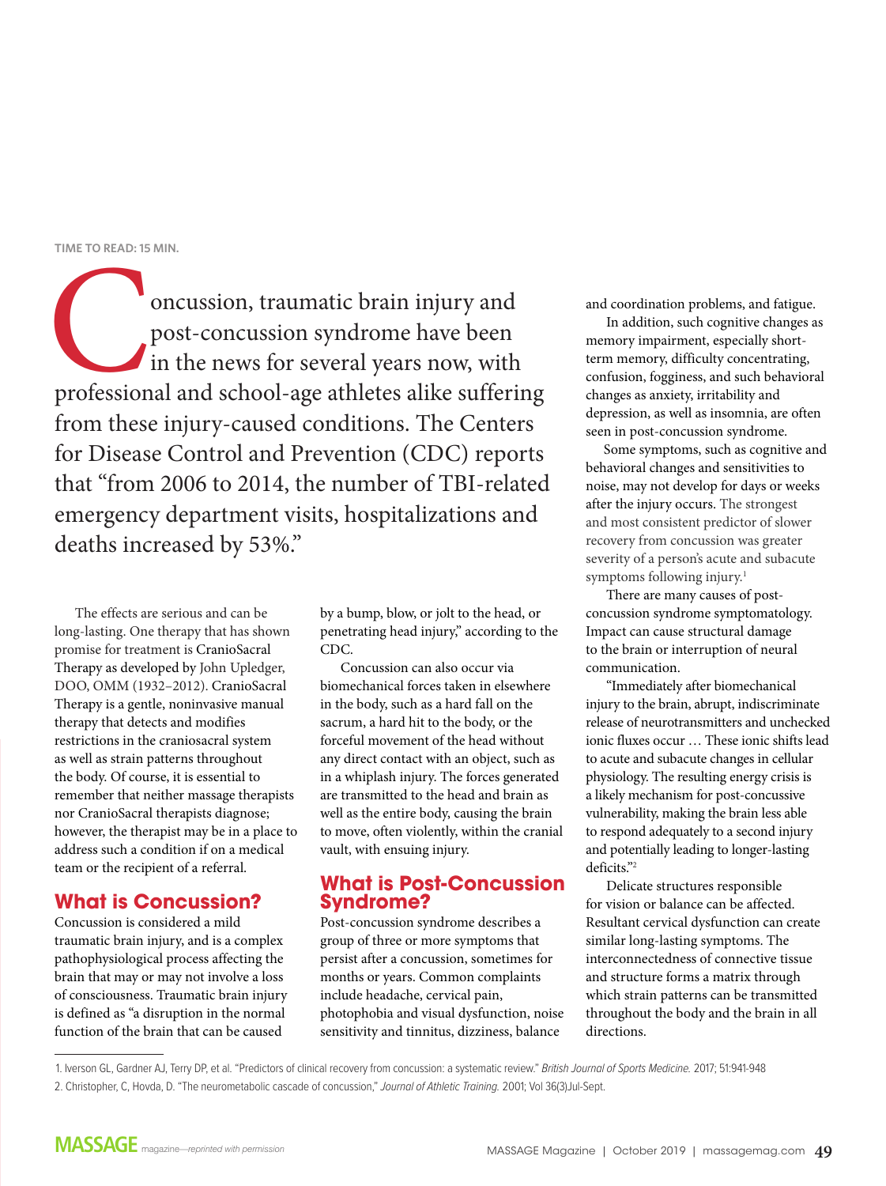TIME TO READ: 15 MIN.

Concussion, traumatic brain injury and post-concussion syndrome have been in the news for several years now, with professional and school-age athletes alike suffering from these injury-caused conditions. The Centers for Disease Control and Prevention (CDC) reports that "from 2006 to 2014, the number of TBI-related emergency department visits, hospitalizations and deaths increased by 53%."

The effects are serious and can be long-lasting. One therapy that has shown promise for treatment is CranioSacral Therapy as developed by John Upledger, DOO, OMM (1932–2012). CranioSacral Therapy is a gentle, noninvasive manual therapy that detects and modifies restrictions in the craniosacral system as well as strain patterns throughout the body. Of course, it is essential to remember that neither massage therapists nor CranioSacral therapists diagnose; however, the therapist may be in a place to address such a condition if on a medical team or the recipient of a referral.

## What is Concussion?

Concussion is considered a mild traumatic brain injury, and is a complex pathophysiological process affecting the brain that may or may not involve a loss of consciousness. Traumatic brain injury is defined as "a disruption in the normal function of the brain that can be caused by a bump, blow, or jolt to the head, or penetrating head injury," according to the CDC.

Concussion can also occur via biomechanical forces taken in elsewhere in the body, such as a hard fall on the sacrum, a hard hit to the body, or the forceful movement of the head without any direct contact with an object, such as in a whiplash injury. The forces generated are transmitted to the head and brain as well as the entire body, causing the brain to move, often violently, within the cranial vault, with ensuing injury.

## What is Post-Concussion Syndrome?

Post-concussion syndrome describes a group of three or more symptoms that persist after a concussion, sometimes for months or years. Common complaints include headache, cervical pain, photophobia and visual dysfunction, noise sensitivity and tinnitus, dizziness, balance and coordination problems, and fatigue.

In addition, such cognitive changes as memory impairment, especially short-term memory, difficulty concentrating, confusion, fogginess, and such behavioral changes as anxiety, irritability and depression, as well as insomnia, are often seen in post-concussion syndrome.

Some symptoms, such as cognitive and behavioral changes and sensitivities to noise, may not develop for days or weeks after the injury occurs. The strongest and most consistent predictor of slower recovery from concussion was greater severity of a person's acute and subacute symptoms following injury.[1]

There are many causes of post-concussion syndrome symptomatology. Impact can cause structural damage to the brain or interruption of neural communication.

"Immediately after biomechanical injury to the brain, abrupt, indiscriminate release of neurotransmitters and unchecked ionic fluxes occur … These ionic shifts lead to acute and subacute changes in cellular physiology. The resulting energy crisis is a likely mechanism for post-concussive vulnerability, making the brain less able to respond adequately to a second injury and potentially leading to longer-lasting deficits."[2]

Delicate structures responsible for vision or balance can be affected. Resultant cervical dysfunction can create similar long-lasting symptoms. The interconnectedness of connective tissue and structure forms a matrix through which strain patterns can be transmitted throughout the body and the brain in all directions.

---

1. Iverson GL, Gardner AJ, Terry DP, et al. "Predictors of clinical recovery from concussion: a systematic review." *British Journal of Sports Medicine.* 2017; 51:941-948
2. Christopher, C, Hovda, D. "The neurometabolic cascade of concussion," *Journal of Athletic Training.* 2001; Vol 36(3)Jul-Sept.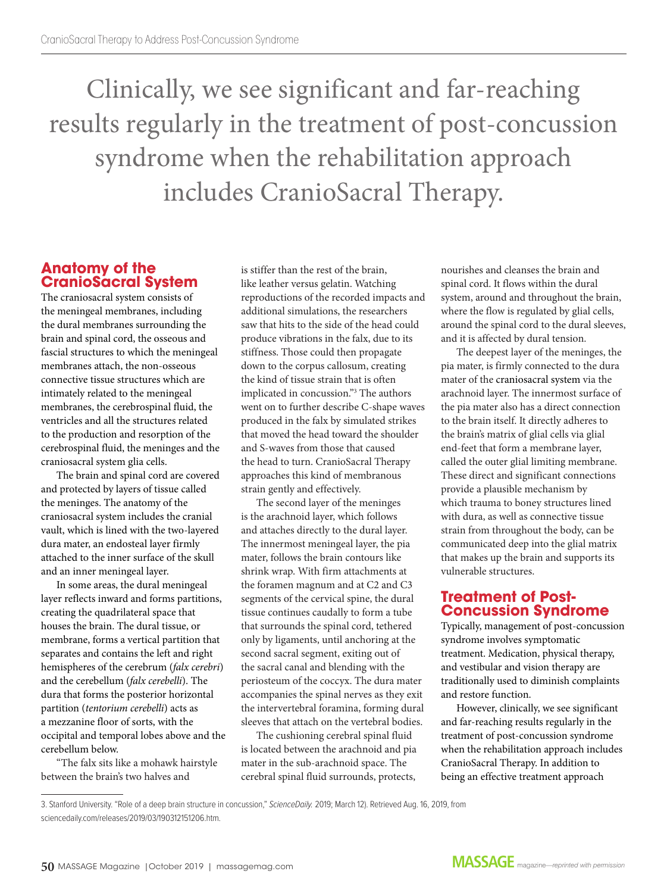Clinically, we see significant and far-reaching results regularly in the treatment of post-concussion syndrome when the rehabilitation approach includes CranioSacral Therapy.

## Anatomy of the CranioSacral System

The craniosacral system consists of the meningeal membranes, including the dural membranes surrounding the brain and spinal cord, the osseous and fascial structures to which the meningeal membranes attach, the non-osseous connective tissue structures which are intimately related to the meningeal membranes, the cerebrospinal fluid, the ventricles and all the structures related to the production and resorption of the cerebrospinal fluid, the meninges and the craniosacral system glia cells.

The brain and spinal cord are covered and protected by layers of tissue called the meninges. The anatomy of the craniosacral system includes the cranial vault, which is lined with the two-layered dura mater, an endosteal layer firmly attached to the inner surface of the skull and an inner meningeal layer.

In some areas, the dural meningeal layer reflects inward and forms partitions, creating the quadrilateral space that houses the brain. The dural tissue, or membrane, forms a vertical partition that separates and contains the left and right hemispheres of the cerebrum (*falx cerebri*) and the cerebellum (*falx cerebelli*). The dura that forms the posterior horizontal partition (*tentorium cerebelli*) acts as a mezzanine floor of sorts, with the occipital and temporal lobes above and the cerebellum below.

"The falx sits like a mohawk hairstyle between the brain's two halves and is stiffer than the rest of the brain, like leather versus gelatin. Watching reproductions of the recorded impacts and additional simulations, the researchers saw that hits to the side of the head could produce vibrations in the falx, due to its stiffness. Those could then propagate down to the corpus callosum, creating the kind of tissue strain that is often implicated in concussion."[3] The authors went on to further describe C-shape waves produced in the falx by simulated strikes that moved the head toward the shoulder and S-waves from those that caused the head to turn. CranioSacral Therapy approaches this kind of membranous strain gently and effectively.

The second layer of the meninges is the arachnoid layer, which follows and attaches directly to the dural layer. The innermost meningeal layer, the pia mater, follows the brain contours like shrink wrap. With firm attachments at the foramen magnum and at C2 and C3 segments of the cervical spine, the dural tissue continues caudally to form a tube that surrounds the spinal cord, tethered only by ligaments, until anchoring at the second sacral segment, exiting out of the sacral canal and blending with the periosteum of the coccyx. The dura mater accompanies the spinal nerves as they exit the intervertebral foramina, forming dural sleeves that attach on the vertebral bodies.

The cushioning cerebral spinal fluid is located between the arachnoid and pia mater in the sub-arachnoid space. The cerebral spinal fluid surrounds, protects, nourishes and cleanses the brain and spinal cord. It flows within the dural system, around and throughout the brain, where the flow is regulated by glial cells, around the spinal cord to the dural sleeves, and it is affected by dural tension.

The deepest layer of the meninges, the pia mater, is firmly connected to the dura mater of the craniosacral system via the arachnoid layer. The innermost surface of the pia mater also has a direct connection to the brain itself. It directly adheres to the brain's matrix of glial cells via glial end-feet that form a membrane layer, called the outer glial limiting membrane. These direct and significant connections provide a plausible mechanism by which trauma to boney structures lined with dura, as well as connective tissue strain from throughout the body, can be communicated deep into the glial matrix that makes up the brain and supports its vulnerable structures.

## Treatment of Post-Concussion Syndrome

Typically, management of post-concussion syndrome involves symptomatic treatment. Medication, physical therapy, and vestibular and vision therapy are traditionally used to diminish complaints and restore function.

However, clinically, we see significant and far-reaching results regularly in the treatment of post-concussion syndrome when the rehabilitation approach includes CranioSacral Therapy. In addition to being an effective treatment approach

3. Stanford University. "Role of a deep brain structure in concussion," *ScienceDaily*. 2019; March 12). Retrieved Aug. 16, 2019, from sciencedaily.com/releases/2019/03/190312151206.htm.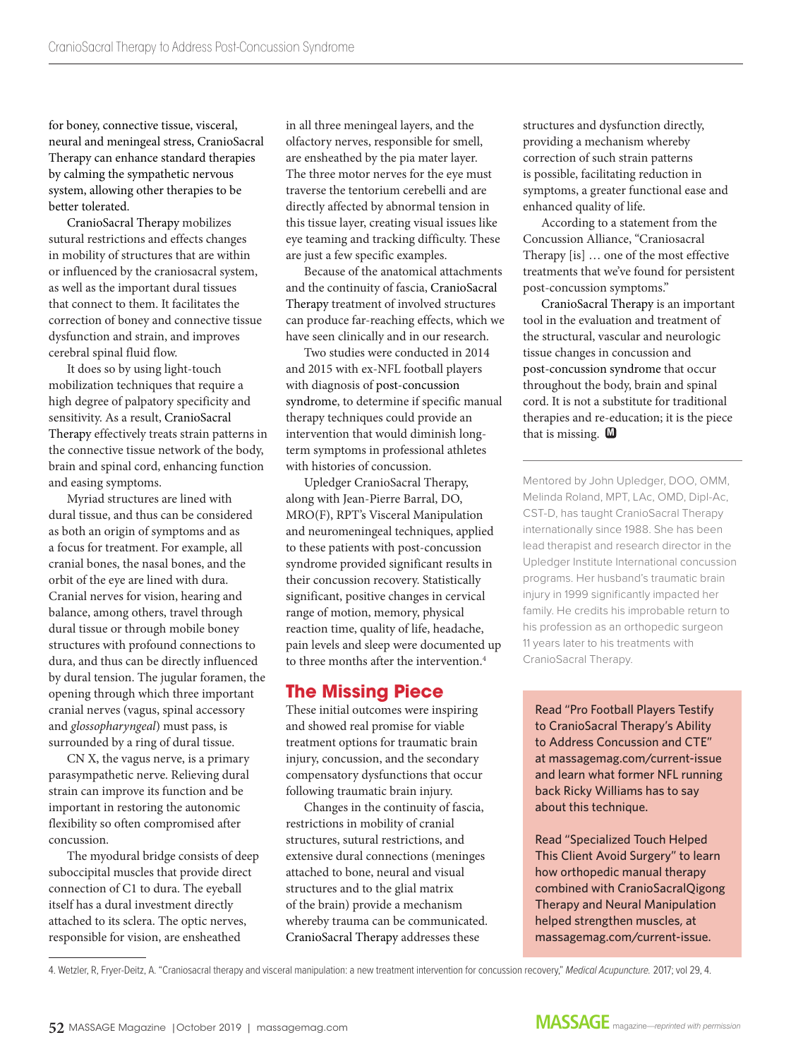for boney, connective tissue, visceral, neural and meningeal stress, CranioSacral Therapy can enhance standard therapies by calming the sympathetic nervous system, allowing other therapies to be better tolerated.

CranioSacral Therapy mobilizes sutural restrictions and effects changes in mobility of structures that are within or influenced by the craniosacral system, as well as the important dural tissues that connect to them. It facilitates the correction of boney and connective tissue dysfunction and strain, and improves cerebral spinal fluid flow.

It does so by using light-touch mobilization techniques that require a high degree of palpatory specificity and sensitivity. As a result, CranioSacral Therapy effectively treats strain patterns in the connective tissue network of the body, brain and spinal cord, enhancing function and easing symptoms.

Myriad structures are lined with dural tissue, and thus can be considered as both an origin of symptoms and as a focus for treatment. For example, all cranial bones, the nasal bones, and the orbit of the eye are lined with dura. Cranial nerves for vision, hearing and balance, among others, travel through dural tissue or through mobile boney structures with profound connections to dura, and thus can be directly influenced by dural tension. The jugular foramen, the opening through which three important cranial nerves (vagus, spinal accessory and *glossopharyngeal*) must pass, is surrounded by a ring of dural tissue.

CN X, the vagus nerve, is a primary parasympathetic nerve. Relieving dural strain can improve its function and be important in restoring the autonomic flexibility so often compromised after concussion.

The myodural bridge consists of deep suboccipital muscles that provide direct connection of C1 to dura. The eyeball itself has a dural investment directly attached to its sclera. The optic nerves, responsible for vision, are ensheathed in all three meningeal layers, and the olfactory nerves, responsible for smell, are ensheathed by the pia mater layer. The three motor nerves for the eye must traverse the tentorium cerebelli and are directly affected by abnormal tension in this tissue layer, creating visual issues like eye teaming and tracking difficulty. These are just a few specific examples.

Because of the anatomical attachments and the continuity of fascia, CranioSacral Therapy treatment of involved structures can produce far-reaching effects, which we have seen clinically and in our research.

Two studies were conducted in 2014 and 2015 with ex-NFL football players with diagnosis of post-concussion syndrome, to determine if specific manual therapy techniques could provide an intervention that would diminish long-term symptoms in professional athletes with histories of concussion.

Upledger CranioSacral Therapy, along with Jean-Pierre Barral, DO, MRO(F), RPT's Visceral Manipulation and neuromeningeal techniques, applied to these patients with post-concussion syndrome provided significant results in their concussion recovery. Statistically significant, positive changes in cervical range of motion, memory, physical reaction time, quality of life, headache, pain levels and sleep were documented up to three months after the intervention.[4]

## The Missing Piece

These initial outcomes were inspiring and showed real promise for viable treatment options for traumatic brain injury, concussion, and the secondary compensatory dysfunctions that occur following traumatic brain injury.

Changes in the continuity of fascia, restrictions in mobility of cranial structures, sutural restrictions, and extensive dural connections (meninges attached to bone, neural and visual structures and to the glial matrix of the brain) provide a mechanism whereby trauma can be communicated. CranioSacral Therapy addresses these structures and dysfunction directly, providing a mechanism whereby correction of such strain patterns is possible, facilitating reduction in symptoms, a greater functional ease and enhanced quality of life.

According to a statement from the Concussion Alliance, "Craniosacral Therapy [is] … one of the most effective treatments that we've found for persistent post-concussion symptoms."

CranioSacral Therapy is an important tool in the evaluation and treatment of the structural, vascular and neurologic tissue changes in concussion and post-concussion syndrome that occur throughout the body, brain and spinal cord. It is not a substitute for traditional therapies and re-education; it is the piece that is missing.

Mentored by John Upledger, DOO, OMM, Melinda Roland, MPT, LAc, OMD, Dipl-Ac, CST-D, has taught CranioSacral Therapy internationally since 1988. She has been lead therapist and research director in the Upledger Institute International concussion programs. Her husband's traumatic brain injury in 1999 significantly impacted her family. He credits his improbable return to his profession as an orthopedic surgeon 11 years later to his treatments with CranioSacral Therapy.

Read "Pro Football Players Testify to CranioSacral Therapy's Ability to Address Concussion and CTE" at massagemag.com/current-issue and learn what former NFL running back Ricky Williams has to say about this technique.

Read "Specialized Touch Helped This Client Avoid Surgery" to learn how orthopedic manual therapy combined with CranioSacralQigong Therapy and Neural Manipulation helped strengthen muscles, at massagemag.com/current-issue.

4. Wetzler, R, Fryer-Deitz, A. "Craniosacral therapy and visceral manipulation: a new treatment intervention for concussion recovery," *Medical Acupuncture.* 2017; vol 29, 4.